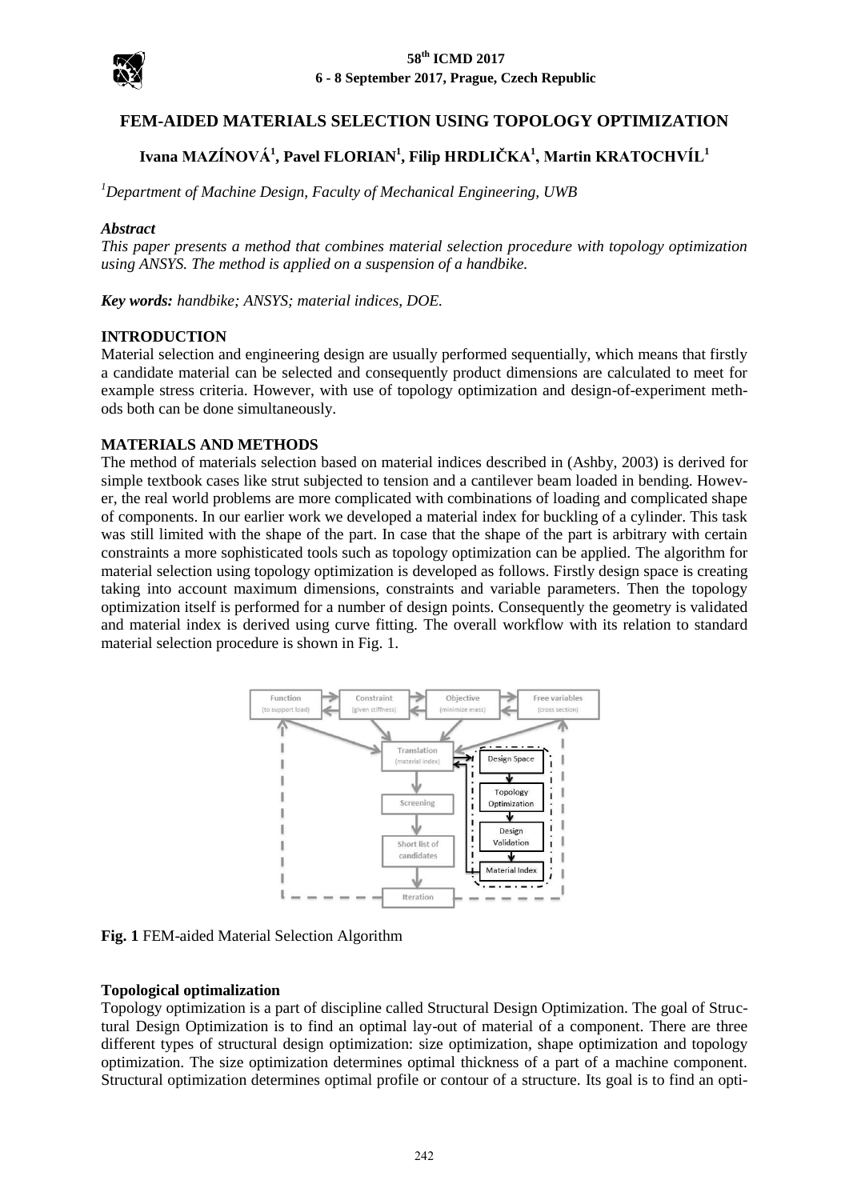# FEM-AIDED MATERIALS SELECTION USING TOPOLOGY OPTIMIZATION

**Ivana MAZÍNOVÁ[1], Pavel FLORIAN[1], Filip HRDLIČKA[1], Martin KRATOCHVÍL[1]**

*[1]Department of Machine Design, Faculty of Mechanical Engineering, UWB*

***Abstract***

*This paper presents a method that combines material selection procedure with topology optimization using ANSYS. The method is applied on a suspension of a handbike.*

***Key words:** handbike; ANSYS; material indices, DOE.*

## INTRODUCTION

Material selection and engineering design are usually performed sequentially, which means that firstly a candidate material can be selected and consequently product dimensions are calculated to meet for example stress criteria. However, with use of topology optimization and design-of-experiment methods both can be done simultaneously.

## MATERIALS AND METHODS

The method of materials selection based on material indices described in (Ashby, 2003) is derived for simple textbook cases like strut subjected to tension and a cantilever beam loaded in bending. However, the real world problems are more complicated with combinations of loading and complicated shape of components. In our earlier work we developed a material index for buckling of a cylinder. This task was still limited with the shape of the part. In case that the shape of the part is arbitrary with certain constraints a more sophisticated tools such as topology optimization can be applied. The algorithm for material selection using topology optimization is developed as follows. Firstly design space is creating taking into account maximum dimensions, constraints and variable parameters. Then the topology optimization itself is performed for a number of design points. Consequently the geometry is validated and material index is derived using curve fitting. The overall workflow with its relation to standard material selection procedure is shown in Fig. 1.

Function
(to support load)
Constraint
(given stiffness)
Objective
(minimize mass)
Free variables
(cross section)
Translation
(material index)
Screening
Short list of candidates
Iteration
Design Space
Topology Optimization
Design Validation
Material Index

**Fig. 1** FEM-aided Material Selection Algorithm

### Topological optimalization

Topology optimization is a part of discipline called Structural Design Optimization. The goal of Structural Design Optimization is to find an optimal lay-out of material of a component. There are three different types of structural design optimization: size optimization, shape optimization and topology optimization. The size optimization determines optimal thickness of a part of a machine component. Structural optimization determines optimal profile or contour of a structure. Its goal is to find an opti-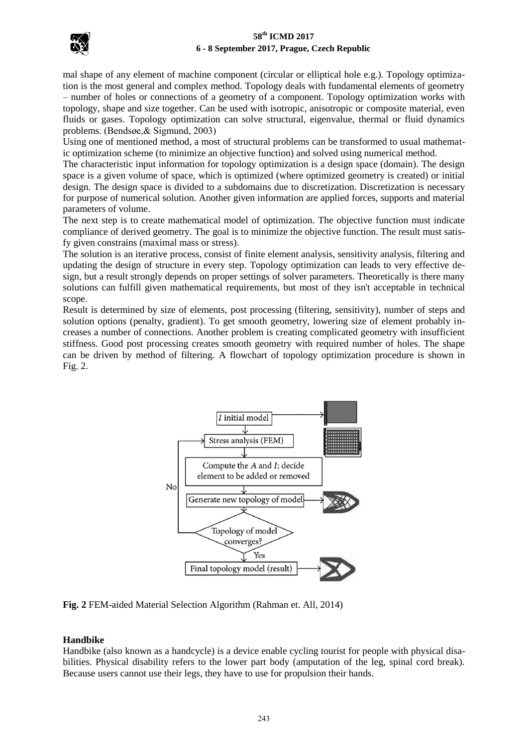mal shape of any element of machine component (circular or elliptical hole e.g.). Topology optimization is the most general and complex method. Topology deals with fundamental elements of geometry – number of holes or connections of a geometry of a component. Topology optimization works with topology, shape and size together. Can be used with isotropic, anisotropic or composite material, even fluids or gases. Topology optimization can solve structural, eigenvalue, thermal or fluid dynamics problems. (Bendsøe,& Sigmund, 2003)

Using one of mentioned method, a most of structural problems can be transformed to usual mathematic optimization scheme (to minimize an objective function) and solved using numerical method.

The characteristic input information for topology optimization is a design space (domain). The design space is a given volume of space, which is optimized (where optimized geometry is created) or initial design. The design space is divided to a subdomains due to discretization. Discretization is necessary for purpose of numerical solution. Another given information are applied forces, supports and material parameters of volume.

The next step is to create mathematical model of optimization. The objective function must indicate compliance of derived geometry. The goal is to minimize the objective function. The result must satisfy given constrains (maximal mass or stress).

The solution is an iterative process, consist of finite element analysis, sensitivity analysis, filtering and updating the design of structure in every step. Topology optimization can leads to very effective design, but a result strongly depends on proper settings of solver parameters. Theoretically is there many solutions can fulfill given mathematical requirements, but most of they isn't acceptable in technical scope.

Result is determined by size of elements, post processing (filtering, sensitivity), number of steps and solution options (penalty, gradient). To get smooth geometry, lowering size of element probably increases a number of connections. Another problem is creating complicated geometry with insufficient stiffness. Good post processing creates smooth geometry with required number of holes. The shape can be driven by method of filtering. A flowchart of topology optimization procedure is shown in Fig. 2.

*I* initial model

Stress analysis (FEM)

Compute the *A* and *I*; decide element to be added or removed

Generate new topology of model

Topology of model converges?

No

Yes

Final topology model (result)

**Fig. 2** FEM-aided Material Selection Algorithm (Rahman et. All, 2014)

## Handbike

Handbike (also known as a handcycle) is a device enable cycling tourist for people with physical disabilities. Physical disability refers to the lower part body (amputation of the leg, spinal cord break). Because users cannot use their legs, they have to use for propulsion their hands.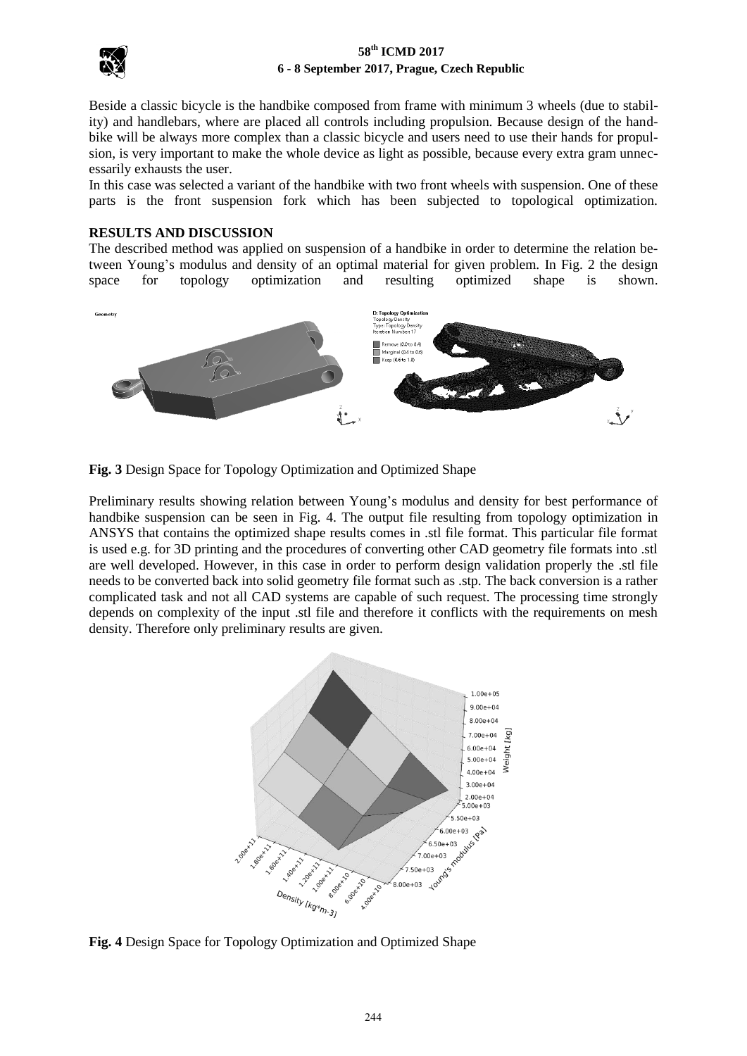Beside a classic bicycle is the handbike composed from frame with minimum 3 wheels (due to stability) and handlebars, where are placed all controls including propulsion. Because design of the handbike will be always more complex than a classic bicycle and users need to use their hands for propulsion, is very important to make the whole device as light as possible, because every extra gram unnecessarily exhausts the user.

In this case was selected a variant of the handbike with two front wheels with suspension. One of these parts is the front suspension fork which has been subjected to topological optimization.

## RESULTS AND DISCUSSION

The described method was applied on suspension of a handbike in order to determine the relation between Young's modulus and density of an optimal material for given problem. In Fig. 2 the design space for topology optimization and resulting optimized shape is shown.

Geometry

D: Topology Optimization
Topology Density
Type: Topology Density
Iteration Number: 17

Remove (0.0 to 0.4)
Marginal (0.4 to 0.6)
Keep (0.6 to 1.0)

**Fig. 3** Design Space for Topology Optimization and Optimized Shape

Preliminary results showing relation between Young's modulus and density for best performance of handbike suspension can be seen in Fig. 4. The output file resulting from topology optimization in ANSYS that contains the optimized shape results comes in .stl file format. This particular file format is used e.g. for 3D printing and the procedures of converting other CAD geometry file formats into .stl are well developed. However, in this case in order to perform design validation properly the .stl file needs to be converted back into solid geometry file format such as .stp. The back conversion is a rather complicated task and not all CAD systems are capable of such request. The processing time strongly depends on complexity of the input .stl file and therefore it conflicts with the requirements on mesh density. Therefore only preliminary results are given.

Weight [kg]
1.00e+05
9.00e+04
8.00e+04
7.00e+04
6.00e+04
5.00e+04
4.00e+04
3.00e+04
2.00e+04

Young's modulus [Pa]
5.00e+03
5.50e+03
6.00e+03
6.50e+03
7.00e+03
7.50e+03
8.00e+03

Density [kg*m-3]
2.00e+11
1.80e+11
1.60e+11
1.40e+11
1.20e+11
1.00e+11
8.00e+10
6.00e+10
4.00e+10

**Fig. 4** Design Space for Topology Optimization and Optimized Shape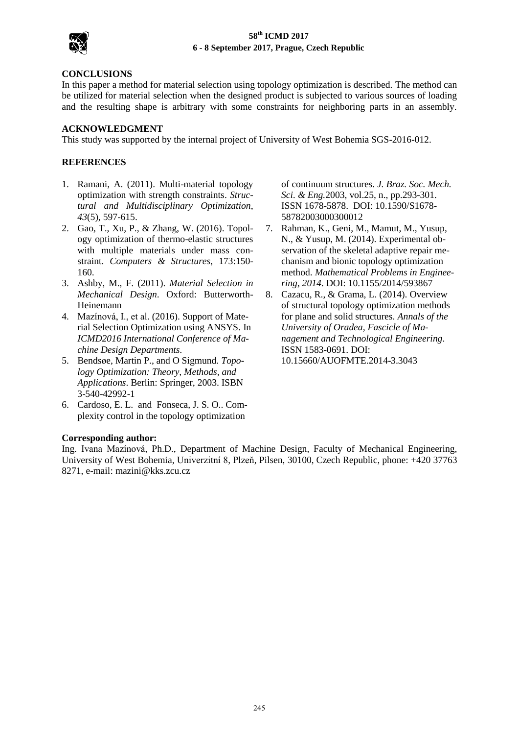## CONCLUSIONS

In this paper a method for material selection using topology optimization is described. The method can be utilized for material selection when the designed product is subjected to various sources of loading and the resulting shape is arbitrary with some constraints for neighboring parts in an assembly.

## ACKNOWLEDGMENT

This study was supported by the internal project of University of West Bohemia SGS-2016-012.

## REFERENCES

1. Ramani, A. (2011). Multi-material topology optimization with strength constraints. *Structural and Multidisciplinary Optimization*, *43*(5), 597-615.
2. Gao, T., Xu, P., & Zhang, W. (2016). Topology optimization of thermo-elastic structures with multiple materials under mass constraint. *Computers & Structures*, 173:150-160.
3. Ashby, M., F. (2011). *Material Selection in Mechanical Design*. Oxford: Butterworth-Heinemann
4. Mazínová, I., et al. (2016). Support of Material Selection Optimization using ANSYS. In *ICMD2016 International Conference of Machine Design Departments*.
5. Bendsøe, Martin P., and O Sigmund. *Topology Optimization: Theory, Methods, and Applications*. Berlin: Springer, 2003. ISBN 3-540-42992-1
6. Cardoso, E. L. and Fonseca, J. S. O.. Complexity control in the topology optimization of continuum structures. *J. Braz. Soc. Mech. Sci. & Eng.*2003, vol.25, n., pp.293-301. ISSN 1678-5878. DOI: 10.1590/S1678-58782003000300012
7. Rahman, K., Geni, M., Mamut, M., Yusup, N., & Yusup, M. (2014). Experimental observation of the skeletal adaptive repair mechanism and bionic topology optimization method. *Mathematical Problems in Engineering*, *2014*. DOI: 10.1155/2014/593867
8. Cazacu, R., & Grama, L. (2014). Overview of structural topology optimization methods for plane and solid structures. *Annals of the University of Oradea, Fascicle of Management and Technological Engineering*. ISSN 1583-0691. DOI: 10.15660/AUOFMTE.2014-3.3043

**Corresponding author:**

Ing. Ivana Mazínová, Ph.D., Department of Machine Design, Faculty of Mechanical Engineering, University of West Bohemia, Univerzitní 8, Plzeň, Pilsen, 30100, Czech Republic, phone: +420 37763 8271, e-mail: mazini@kks.zcu.cz